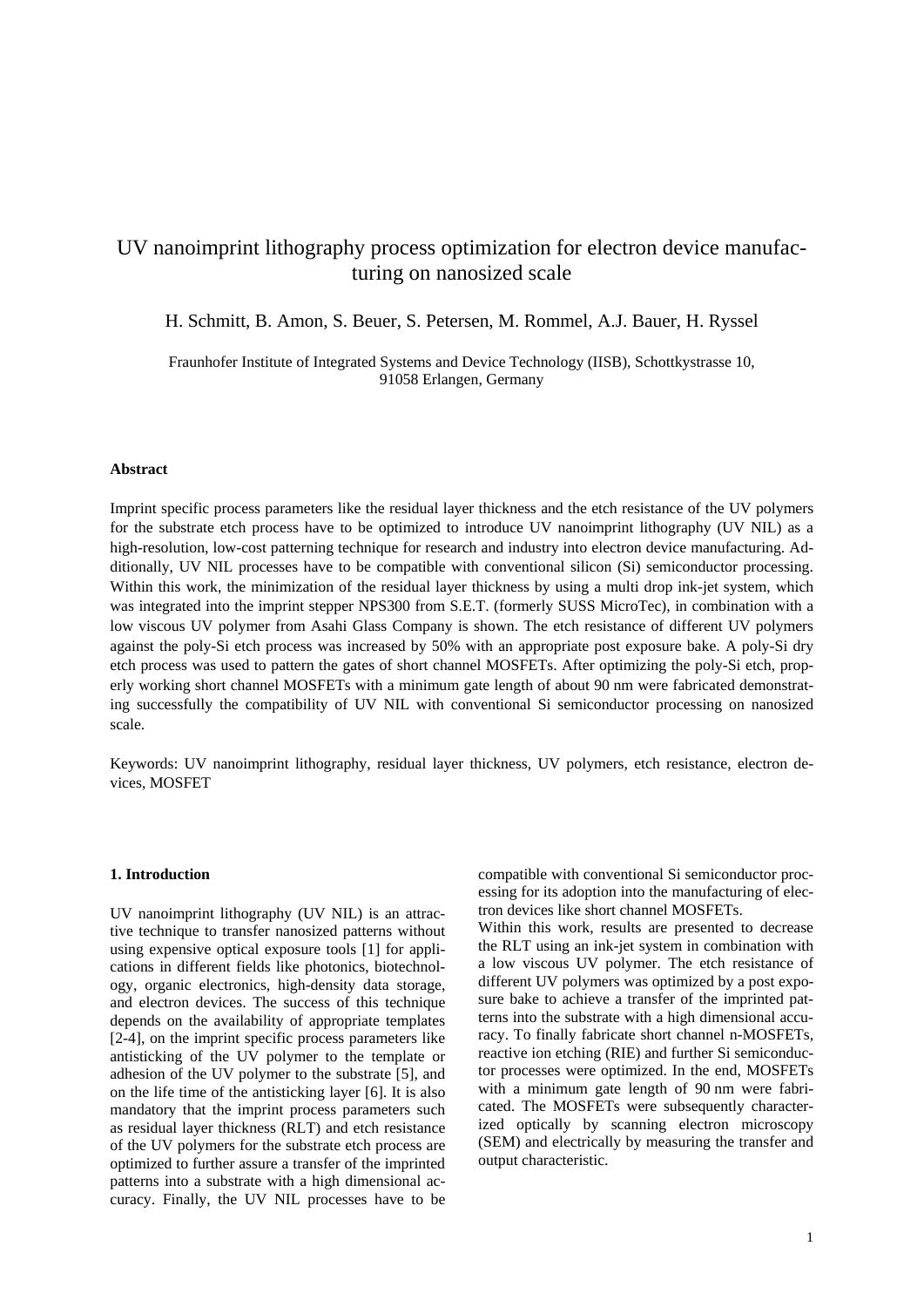// UV nanoimprint lithography process optimization for electron device manufacturing on nanosized scale

H. Schmitt, B. Amon, S. Beuer, S. Petersen, M. Rommel, A.J. Bauer, H. Ryssel

Fraunhofer Institute of Integrated Systems and Device Technology (IISB), Schottkystrasse 10, 91058 Erlangen, Germany

**Abstract**

Imprint specific process parameters like the residual layer thickness and the etch resistance of the UV polymers for the substrate etch process have to be optimized to introduce UV nanoimprint lithography (UV NIL) as a high-resolution, low-cost patterning technique for research and industry into electron device manufacturing. Additionally, UV NIL processes have to be compatible with conventional silicon (Si) semiconductor processing. Within this work, the minimization of the residual layer thickness by using a multi drop ink-jet system, which was integrated into the imprint stepper NPS300 from S.E.T. (formerly SUSS MicroTec), in combination with a low viscous UV polymer from Asahi Glass Company is shown. The etch resistance of different UV polymers against the poly-Si etch process was increased by 50% with an appropriate post exposure bake. A poly-Si dry etch process was used to pattern the gates of short channel MOSFETs. After optimizing the poly-Si etch, properly working short channel MOSFETs with a minimum gate length of about 90 nm were fabricated demonstrating successfully the compatibility of UV NIL with conventional Si semiconductor processing on nanosized scale.

Keywords: UV nanoimprint lithography, residual layer thickness, UV polymers, etch resistance, electron devices, MOSFET

## 1. Introduction

UV nanoimprint lithography (UV NIL) is an attractive technique to transfer nanosized patterns without using expensive optical exposure tools [1] for applications in different fields like photonics, biotechnology, organic electronics, high-density data storage, and electron devices. The success of this technique depends on the availability of appropriate templates [2-4], on the imprint specific process parameters like antisticking of the UV polymer to the template or adhesion of the UV polymer to the substrate [5], and on the life time of the antisticking layer [6]. It is also mandatory that the imprint process parameters such as residual layer thickness (RLT) and etch resistance of the UV polymers for the substrate etch process are optimized to further assure a transfer of the imprinted patterns into a substrate with a high dimensional accuracy. Finally, the UV NIL processes have to be compatible with conventional Si semiconductor processing for its adoption into the manufacturing of electron devices like short channel MOSFETs.

Within this work, results are presented to decrease the RLT using an ink-jet system in combination with a low viscous UV polymer. The etch resistance of different UV polymers was optimized by a post exposure bake to achieve a transfer of the imprinted patterns into the substrate with a high dimensional accuracy. To finally fabricate short channel n-MOSFETs, reactive ion etching (RIE) and further Si semiconductor processes were optimized. In the end, MOSFETs with a minimum gate length of 90 nm were fabricated. The MOSFETs were subsequently characterized optically by scanning electron microscopy (SEM) and electrically by measuring the transfer and output characteristic.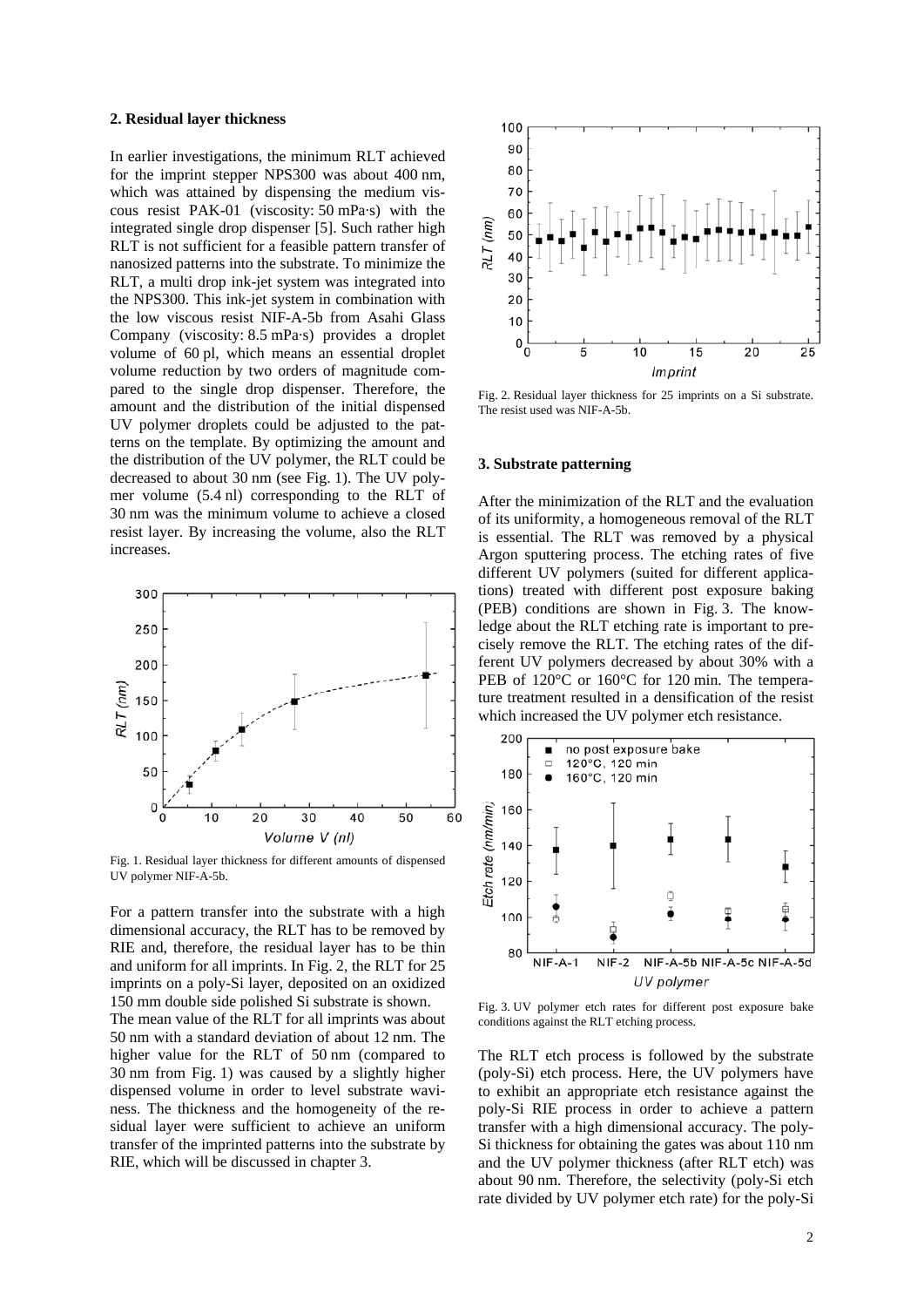## 2. Residual layer thickness

In earlier investigations, the minimum RLT achieved for the imprint stepper NPS300 was about 400 nm, which was attained by dispensing the medium viscous resist PAK-01 (viscosity: 50 mPa·s) with the integrated single drop dispenser [5]. Such rather high RLT is not sufficient for a feasible pattern transfer of nanosized patterns into the substrate. To minimize the RLT, a multi drop ink-jet system was integrated into the NPS300. This ink-jet system in combination with the low viscous resist NIF-A-5b from Asahi Glass Company (viscosity: 8.5 mPa·s) provides a droplet volume of 60 pl, which means an essential droplet volume reduction by two orders of magnitude compared to the single drop dispenser. Therefore, the amount and the distribution of the initial dispensed UV polymer droplets could be adjusted to the patterns on the template. By optimizing the amount and the distribution of the UV polymer, the RLT could be decreased to about 30 nm (see Fig. 1). The UV polymer volume (5.4 nl) corresponding to the RLT of 30 nm was the minimum volume to achieve a closed resist layer. By increasing the volume, also the RLT increases.

Fig. 1. Residual layer thickness for different amounts of dispensed UV polymer NIF-A-5b.

For a pattern transfer into the substrate with a high dimensional accuracy, the RLT has to be removed by RIE and, therefore, the residual layer has to be thin and uniform for all imprints. In Fig. 2, the RLT for 25 imprints on a poly-Si layer, deposited on an oxidized 150 mm double side polished Si substrate is shown.

The mean value of the RLT for all imprints was about 50 nm with a standard deviation of about 12 nm. The higher value for the RLT of 50 nm (compared to 30 nm from Fig. 1) was caused by a slightly higher dispensed volume in order to level substrate waviness. The thickness and the homogeneity of the residual layer were sufficient to achieve an uniform transfer of the imprinted patterns into the substrate by RIE, which will be discussed in chapter 3.

Fig. 2. Residual layer thickness for 25 imprints on a Si substrate. The resist used was NIF-A-5b.

## 3. Substrate patterning

After the minimization of the RLT and the evaluation of its uniformity, a homogeneous removal of the RLT is essential. The RLT was removed by a physical Argon sputtering process. The etching rates of five different UV polymers (suited for different applications) treated with different post exposure baking (PEB) conditions are shown in Fig. 3. The knowledge about the RLT etching rate is important to precisely remove the RLT. The etching rates of the different UV polymers decreased by about 30% with a PEB of 120°C or 160°C for 120 min. The temperature treatment resulted in a densification of the resist which increased the UV polymer etch resistance.

Fig. 3. UV polymer etch rates for different post exposure bake conditions against the RLT etching process.

The RLT etch process is followed by the substrate (poly-Si) etch process. Here, the UV polymers have to exhibit an appropriate etch resistance against the poly-Si RIE process in order to achieve a pattern transfer with a high dimensional accuracy. The poly-Si thickness for obtaining the gates was about 110 nm and the UV polymer thickness (after RLT etch) was about 90 nm. Therefore, the selectivity (poly-Si etch rate divided by UV polymer etch rate) for the poly-Si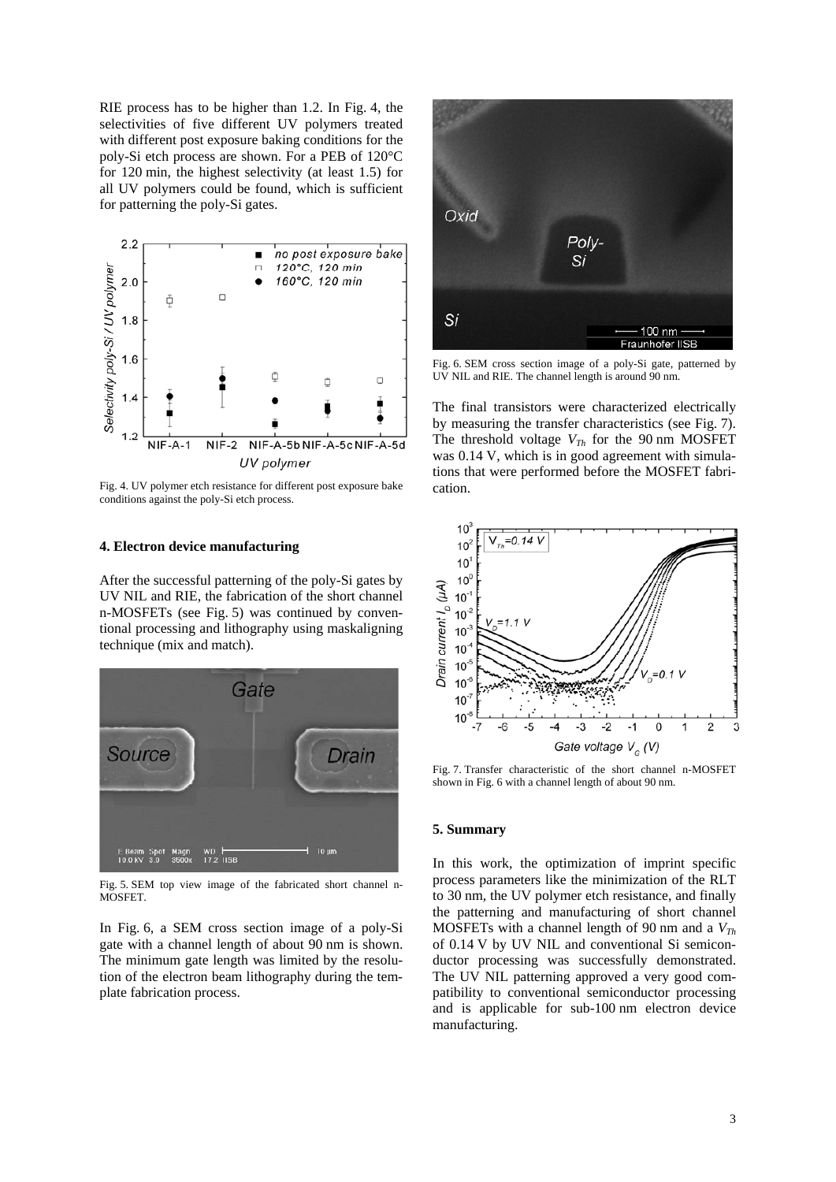RIE process has to be higher than 1.2. In Fig. 4, the selectivities of five different UV polymers treated with different post exposure baking conditions for the poly-Si etch process are shown. For a PEB of 120°C for 120 min, the highest selectivity (at least 1.5) for all UV polymers could be found, which is sufficient for patterning the poly-Si gates.

Fig. 4. UV polymer etch resistance for different post exposure bake conditions against the poly-Si etch process.

## 4. Electron device manufacturing

After the successful patterning of the poly-Si gates by UV NIL and RIE, the fabrication of the short channel n-MOSFETs (see Fig. 5) was continued by conventional processing and lithography using maskaligning technique (mix and match).

Fig. 5. SEM top view image of the fabricated short channel n-MOSFET.

In Fig. 6, a SEM cross section image of a poly-Si gate with a channel length of about 90 nm is shown. The minimum gate length was limited by the resolution of the electron beam lithography during the template fabrication process.

Fig. 6. SEM cross section image of a poly-Si gate, patterned by UV NIL and RIE. The channel length is around 90 nm.

The final transistors were characterized electrically by measuring the transfer characteristics (see Fig. 7). The threshold voltage $V_{Th}$ for the 90 nm MOSFET was 0.14 V, which is in good agreement with simulations that were performed before the MOSFET fabrication.

Fig. 7. Transfer characteristic of the short channel n-MOSFET shown in Fig. 6 with a channel length of about 90 nm.

## 5. Summary

In this work, the optimization of imprint specific process parameters like the minimization of the RLT to 30 nm, the UV polymer etch resistance, and finally the patterning and manufacturing of short channel MOSFETs with a channel length of 90 nm and a $V_{Th}$ of 0.14 V by UV NIL and conventional Si semiconductor processing was successfully demonstrated. The UV NIL patterning approved a very good compatibility to conventional semiconductor processing and is applicable for sub-100 nm electron device manufacturing.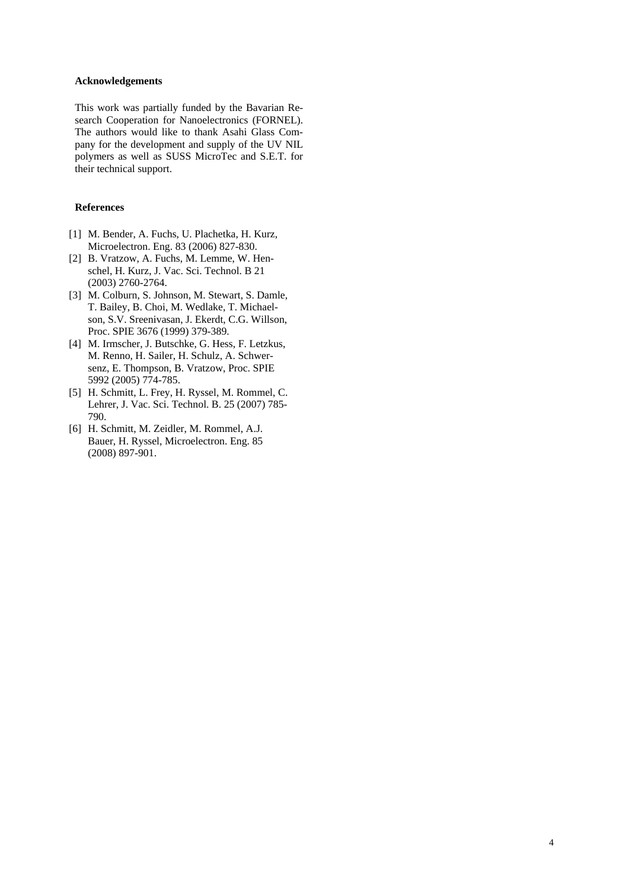### Acknowledgements

This work was partially funded by the Bavarian Research Cooperation for Nanoelectronics (FORNEL). The authors would like to thank Asahi Glass Company for the development and supply of the UV NIL polymers as well as SUSS MicroTec and S.E.T. for their technical support.

### References

[1] M. Bender, A. Fuchs, U. Plachetka, H. Kurz, Microelectron. Eng. 83 (2006) 827-830.

[2] B. Vratzow, A. Fuchs, M. Lemme, W. Henschel, H. Kurz, J. Vac. Sci. Technol. B 21 (2003) 2760-2764.

[3] M. Colburn, S. Johnson, M. Stewart, S. Damle, T. Bailey, B. Choi, M. Wedlake, T. Michaelson, S.V. Sreenivasan, J. Ekerdt, C.G. Willson, Proc. SPIE 3676 (1999) 379-389.

[4] M. Irmscher, J. Butschke, G. Hess, F. Letzkus, M. Renno, H. Sailer, H. Schulz, A. Schwersenz, E. Thompson, B. Vratzow, Proc. SPIE 5992 (2005) 774-785.

[5] H. Schmitt, L. Frey, H. Ryssel, M. Rommel, C. Lehrer, J. Vac. Sci. Technol. B. 25 (2007) 785-790.

[6] H. Schmitt, M. Zeidler, M. Rommel, A.J. Bauer, H. Ryssel, Microelectron. Eng. 85 (2008) 897-901.